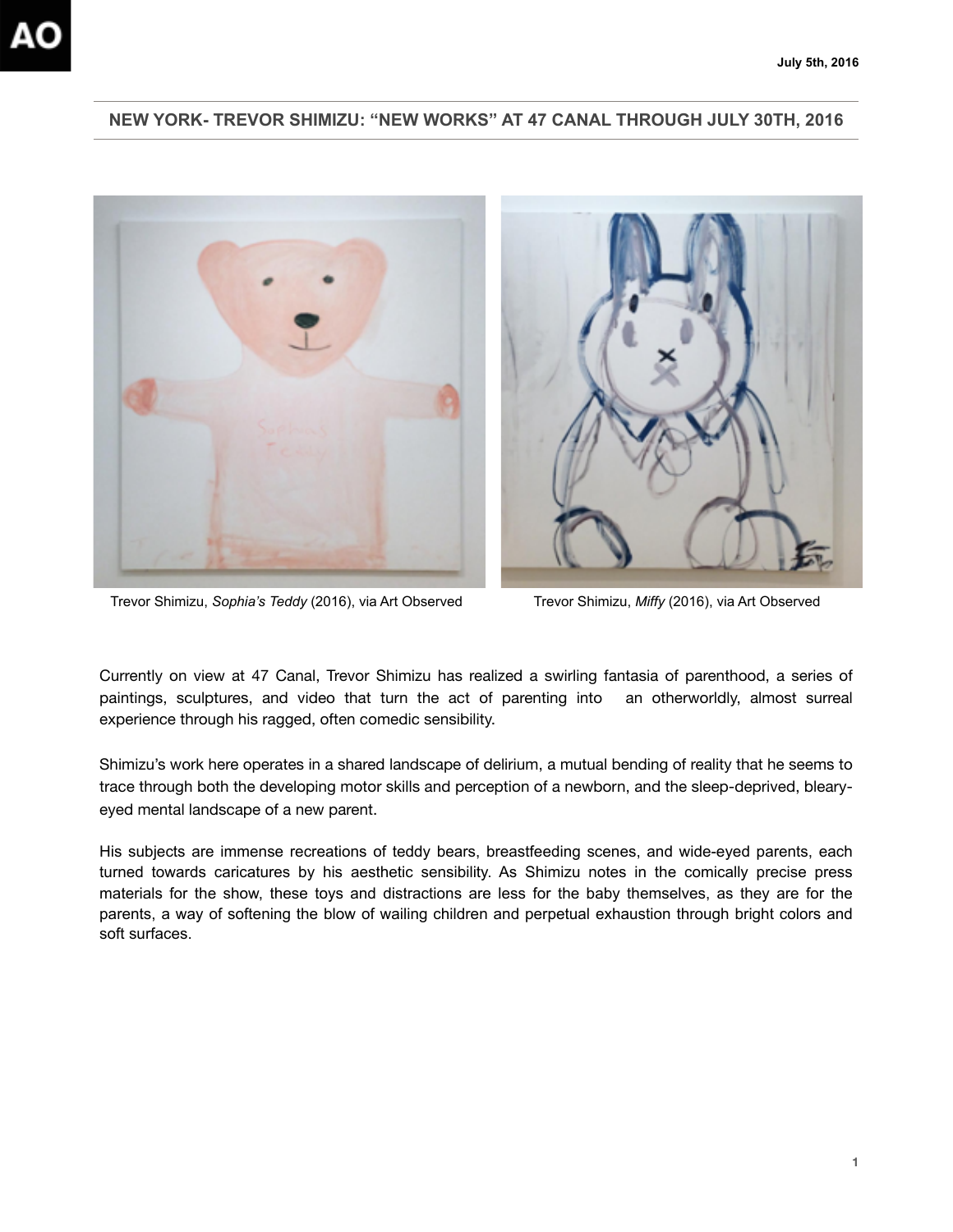July 5th, 2016

## NEW YORK- TREVOR SHIMIZU: "NEW WORKS" AT 47 CANAL THROUGH JULY 30TH, 2016

Trevor Shimizu, *Sophia's Teddy* (2016), via Art Observed

Trevor Shimizu, *Miffy* (2016), via Art Observed

Currently on view at 47 Canal, Trevor Shimizu has realized a swirling fantasia of parenthood, a series of paintings, sculptures, and video that turn the act of parenting into an otherworldly, almost surreal experience through his ragged, often comedic sensibility.

Shimizu's work here operates in a shared landscape of delirium, a mutual bending of reality that he seems to trace through both the developing motor skills and perception of a newborn, and the sleep-deprived, bleary-eyed mental landscape of a new parent.

His subjects are immense recreations of teddy bears, breastfeeding scenes, and wide-eyed parents, each turned towards caricatures by his aesthetic sensibility. As Shimizu notes in the comically precise press materials for the show, these toys and distractions are less for the baby themselves, as they are for the parents, a way of softening the blow of wailing children and perpetual exhaustion through bright colors and soft surfaces.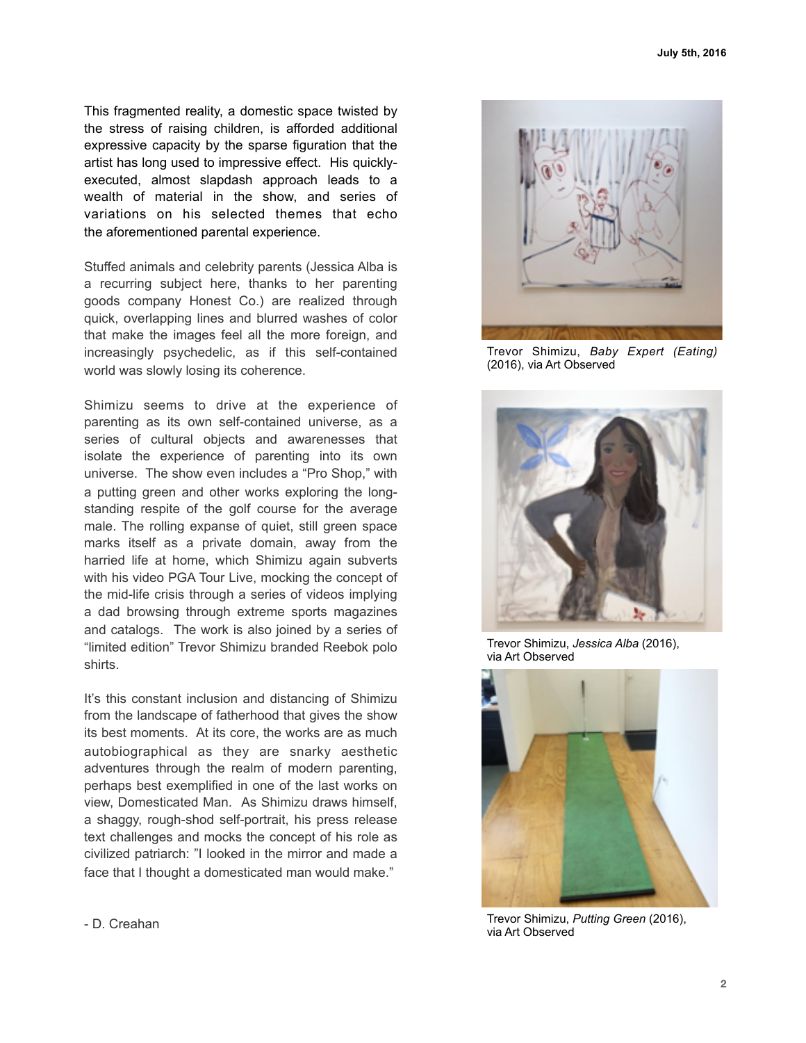This fragmented reality, a domestic space twisted by the stress of raising children, is afforded additional expressive capacity by the sparse figuration that the artist has long used to impressive effect. His quickly-executed, almost slapdash approach leads to a wealth of material in the show, and series of variations on his selected themes that echo the aforementioned parental experience.

Stuffed animals and celebrity parents (Jessica Alba is a recurring subject here, thanks to her parenting goods company Honest Co.) are realized through quick, overlapping lines and blurred washes of color that make the images feel all the more foreign, and increasingly psychedelic, as if this self-contained world was slowly losing its coherence.

Shimizu seems to drive at the experience of parenting as its own self-contained universe, as a series of cultural objects and awarenesses that isolate the experience of parenting into its own universe. The show even includes a "Pro Shop," with a putting green and other works exploring the long-standing respite of the golf course for the average male. The rolling expanse of quiet, still green space marks itself as a private domain, away from the harried life at home, which Shimizu again subverts with his video PGA Tour Live, mocking the concept of the mid-life crisis through a series of videos implying a dad browsing through extreme sports magazines and catalogs. The work is also joined by a series of "limited edition" Trevor Shimizu branded Reebok polo shirts.

It's this constant inclusion and distancing of Shimizu from the landscape of fatherhood that gives the show its best moments. At its core, the works are as much autobiographical as they are snarky aesthetic adventures through the realm of modern parenting, perhaps best exemplified in one of the last works on view, Domesticated Man. As Shimizu draws himself, a shaggy, rough-shod self-portrait, his press release text challenges and mocks the concept of his role as civilized patriarch: "I looked in the mirror and made a face that I thought a domesticated man would make."

\- D. Creahan

Trevor Shimizu, *Baby Expert (Eating)* (2016), via Art Observed

Trevor Shimizu, *Jessica Alba* (2016), via Art Observed

Trevor Shimizu, *Putting Green* (2016), via Art Observed